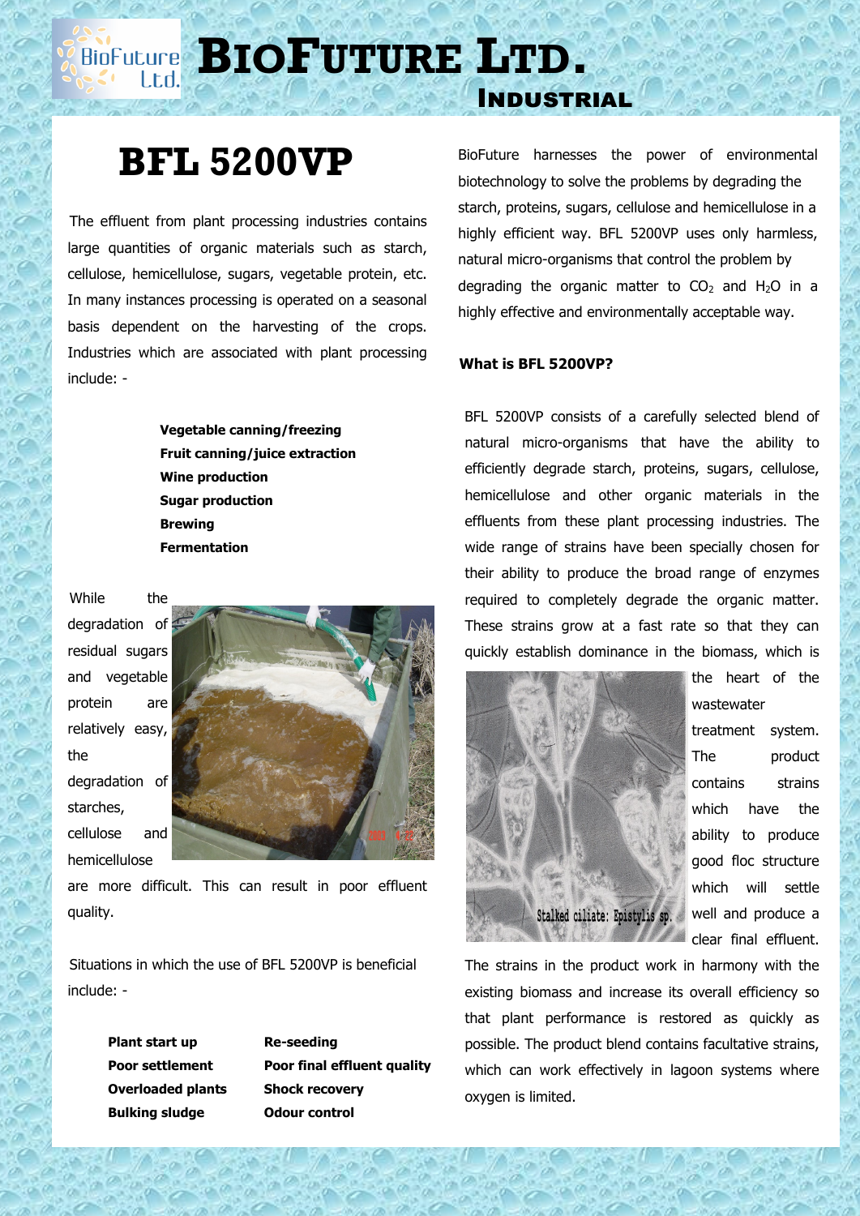# BioFuture Ltd.

## Industrial

# BFL 5200VP

The effluent from plant processing industries contains large quantities of organic materials such as starch, cellulose, hemicellulose, sugars, vegetable protein, etc. In many instances processing is operated on a seasonal basis dependent on the harvesting of the crops. Industries which are associated with plant processing include: -

- **Vegetable canning/freezing**
- **Fruit canning/juice extraction**
- **Wine production**
- **Sugar production**
- **Brewing**
- **Fermentation**

While the degradation of residual sugars and vegetable protein are relatively easy, the degradation of starches, cellulose and hemicellulose are more difficult. This can result in poor effluent quality.

Situations in which the use of BFL 5200VP is beneficial include: -

| | |
|---|---|
| **Plant start up** | **Re-seeding** |
| **Poor settlement** | **Poor final effluent quality** |
| **Overloaded plants** | **Shock recovery** |
| **Bulking sludge** | **Odour control** |

BioFuture harnesses the power of environmental biotechnology to solve the problems by degrading the starch, proteins, sugars, cellulose and hemicellulose in a highly efficient way. BFL 5200VP uses only harmless, natural micro-organisms that control the problem by degrading the organic matter to $CO_2$ and $H_2O$ in a highly effective and environmentally acceptable way.

**What is BFL 5200VP?**

BFL 5200VP consists of a carefully selected blend of natural micro-organisms that have the ability to efficiently degrade starch, proteins, sugars, cellulose, hemicellulose and other organic materials in the effluents from these plant processing industries. The wide range of strains have been specially chosen for their ability to produce the broad range of enzymes required to completely degrade the organic matter. These strains grow at a fast rate so that they can quickly establish dominance in the biomass, which is the heart of the wastewater treatment system. The product contains strains which have the ability to produce good floc structure which will settle well and produce a clear final effluent.

Stalked ciliate: Epistylis sp.

The strains in the product work in harmony with the existing biomass and increase its overall efficiency so that plant performance is restored as quickly as possible. The product blend contains facultative strains, which can work effectively in lagoon systems where oxygen is limited.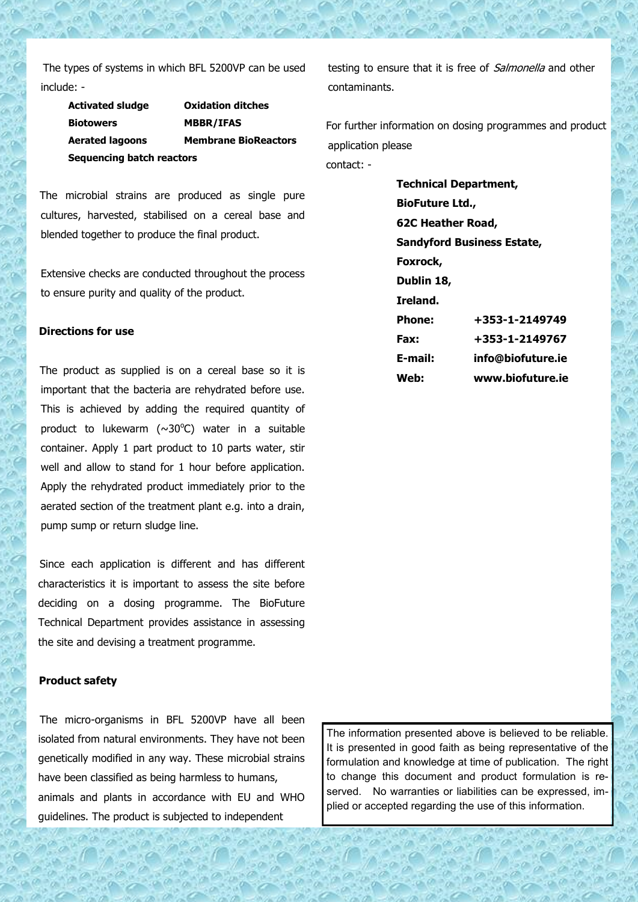The types of systems in which BFL 5200VP can be used include: -

| | |
|---|---|
| **Activated sludge** | **Oxidation ditches** |
| **Biotowers** | **MBBR/IFAS** |
| **Aerated lagoons** | **Membrane BioReactors** |
| **Sequencing batch reactors** | |

The microbial strains are produced as single pure cultures, harvested, stabilised on a cereal base and blended together to produce the final product.

Extensive checks are conducted throughout the process to ensure purity and quality of the product.

### Directions for use

The product as supplied is on a cereal base so it is important that the bacteria are rehydrated before use. This is achieved by adding the required quantity of product to lukewarm (~30°C) water in a suitable container. Apply 1 part product to 10 parts water, stir well and allow to stand for 1 hour before application. Apply the rehydrated product immediately prior to the aerated section of the treatment plant e.g. into a drain, pump sump or return sludge line.

Since each application is different and has different characteristics it is important to assess the site before deciding on a dosing programme. The BioFuture Technical Department provides assistance in assessing the site and devising a treatment programme.

### Product safety

The micro-organisms in BFL 5200VP have all been isolated from natural environments. They have not been genetically modified in any way. These microbial strains have been classified as being harmless to humans, animals and plants in accordance with EU and WHO guidelines. The product is subjected to independent testing to ensure that it is free of *Salmonella* and other contaminants.

For further information on dosing programmes and product application please contact: -

**Technical Department,**
**BioFuture Ltd.,**
**62C Heather Road,**
**Sandyford Business Estate,**
**Foxrock,**
**Dublin 18,**
**Ireland.**

| | |
|---|---|
| **Phone:** | **+353-1-2149749** |
| **Fax:** | **+353-1-2149767** |
| **E-mail:** | **info@biofuture.ie** |
| **Web:** | **www.biofuture.ie** |

The information presented above is believed to be reliable. It is presented in good faith as being representative of the formulation and knowledge at time of publication. The right to change this document and product formulation is reserved. No warranties or liabilities can be expressed, implied or accepted regarding the use of this information.